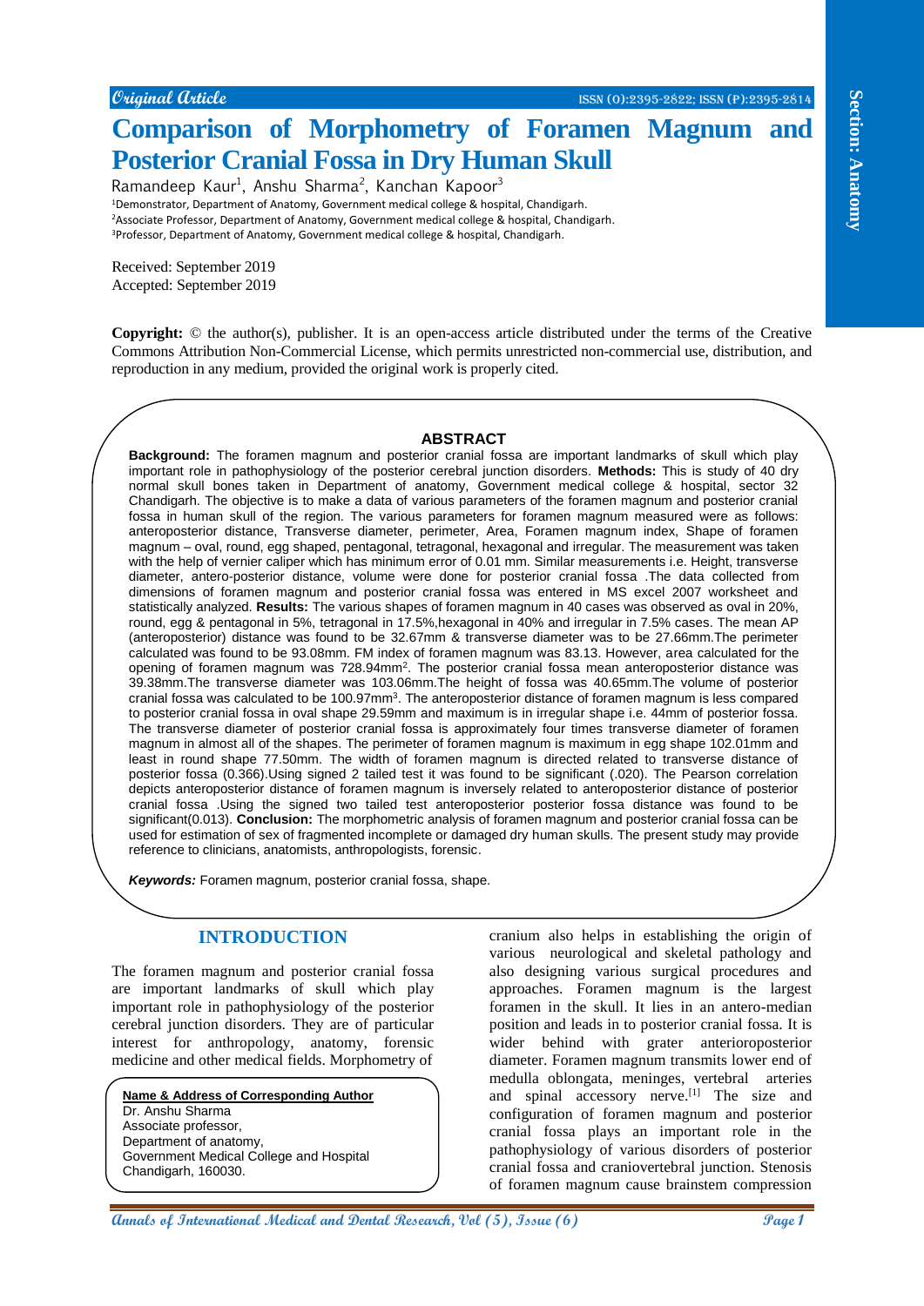Original Article

# Comparison of Morphometry of Foramen Magnum and Posterior Cranial Fossa in Dry Human Skull

Ramandeep Kaur[1], Anshu Sharma[2], Kanchan Kapoor[3]

[1]Demonstrator, Department of Anatomy, Government medical college & hospital, Chandigarh.
[2]Associate Professor, Department of Anatomy, Government medical college & hospital, Chandigarh.
[3]Professor, Department of Anatomy, Government medical college & hospital, Chandigarh.

Received: September 2019
Accepted: September 2019

**Copyright:** © the author(s), publisher. It is an open-access article distributed under the terms of the Creative Commons Attribution Non-Commercial License, which permits unrestricted non-commercial use, distribution, and reproduction in any medium, provided the original work is properly cited.

## ABSTRACT

**Background:** The foramen magnum and posterior cranial fossa are important landmarks of skull which play important role in pathophysiology of the posterior cerebral junction disorders. **Methods:** This is study of 40 dry normal skull bones taken in Department of anatomy, Government medical college & hospital, sector 32 Chandigarh. The objective is to make a data of various parameters of the foramen magnum and posterior cranial fossa in human skull of the region. The various parameters for foramen magnum measured were as follows: anteroposterior distance, Transverse diameter, perimeter, Area, Foramen magnum index, Shape of foramen magnum – oval, round, egg shaped, pentagonal, tetragonal, hexagonal and irregular. The measurement was taken with the help of vernier caliper which has minimum error of 0.01 mm. Similar measurements i.e. Height, transverse diameter, antero-posterior distance, volume were done for posterior cranial fossa .The data collected from dimensions of foramen magnum and posterior cranial fossa was entered in MS excel 2007 worksheet and statistically analyzed. **Results:** The various shapes of foramen magnum in 40 cases was observed as oval in 20%, round, egg & pentagonal in 5%, tetragonal in 17.5%,hexagonal in 40% and irregular in 7.5% cases. The mean AP (anteroposterior) distance was found to be 32.67mm & transverse diameter was to be 27.66mm.The perimeter calculated was found to be 93.08mm. FM index of foramen magnum was 83.13. However, area calculated for the opening of foramen magnum was 728.94mm$^2$. The posterior cranial fossa mean anteroposterior distance was 39.38mm.The transverse diameter was 103.06mm.The height of fossa was 40.65mm.The volume of posterior cranial fossa was calculated to be 100.97mm$^3$. The anteroposterior distance of foramen magnum is less compared to posterior cranial fossa in oval shape 29.59mm and maximum is in irregular shape i.e. 44mm of posterior fossa. The transverse diameter of posterior cranial fossa is approximately four times transverse diameter of foramen magnum in almost all of the shapes. The perimeter of foramen magnum is maximum in egg shape 102.01mm and least in round shape 77.50mm. The width of foramen magnum is directed related to transverse distance of posterior fossa (0.366).Using signed 2 tailed test it was found to be significant (.020). The Pearson correlation depicts anteroposterior distance of foramen magnum is inversely related to anteroposterior distance of posterior cranial fossa .Using the signed two tailed test anteroposterior posterior fossa distance was found to be significant(0.013). **Conclusion:** The morphometric analysis of foramen magnum and posterior cranial fossa can be used for estimation of sex of fragmented incomplete or damaged dry human skulls. The present study may provide reference to clinicians, anatomists, anthropologists, forensic.

***Keywords:*** Foramen magnum, posterior cranial fossa, shape.

## INTRODUCTION

The foramen magnum and posterior cranial fossa are important landmarks of skull which play important role in pathophysiology of the posterior cerebral junction disorders. They are of particular interest for anthropology, anatomy, forensic medicine and other medical fields. Morphometry of cranium also helps in establishing the origin of various neurological and skeletal pathology and also designing various surgical procedures and approaches. Foramen magnum is the largest foramen in the skull. It lies in an antero-median position and leads in to posterior cranial fossa. It is wider behind with grater anterioroposterior diameter. Foramen magnum transmits lower end of medulla oblongata, meninges, vertebral arteries and spinal accessory nerve.[1] The size and configuration of foramen magnum and posterior cranial fossa plays an important role in the pathophysiology of various disorders of posterior cranial fossa and craniovertebral junction. Stenosis of foramen magnum cause brainstem compression

**Name & Address of Corresponding Author**
Dr. Anshu Sharma
Associate professor,
Department of anatomy,
Government Medical College and Hospital
Chandigarh, 160030.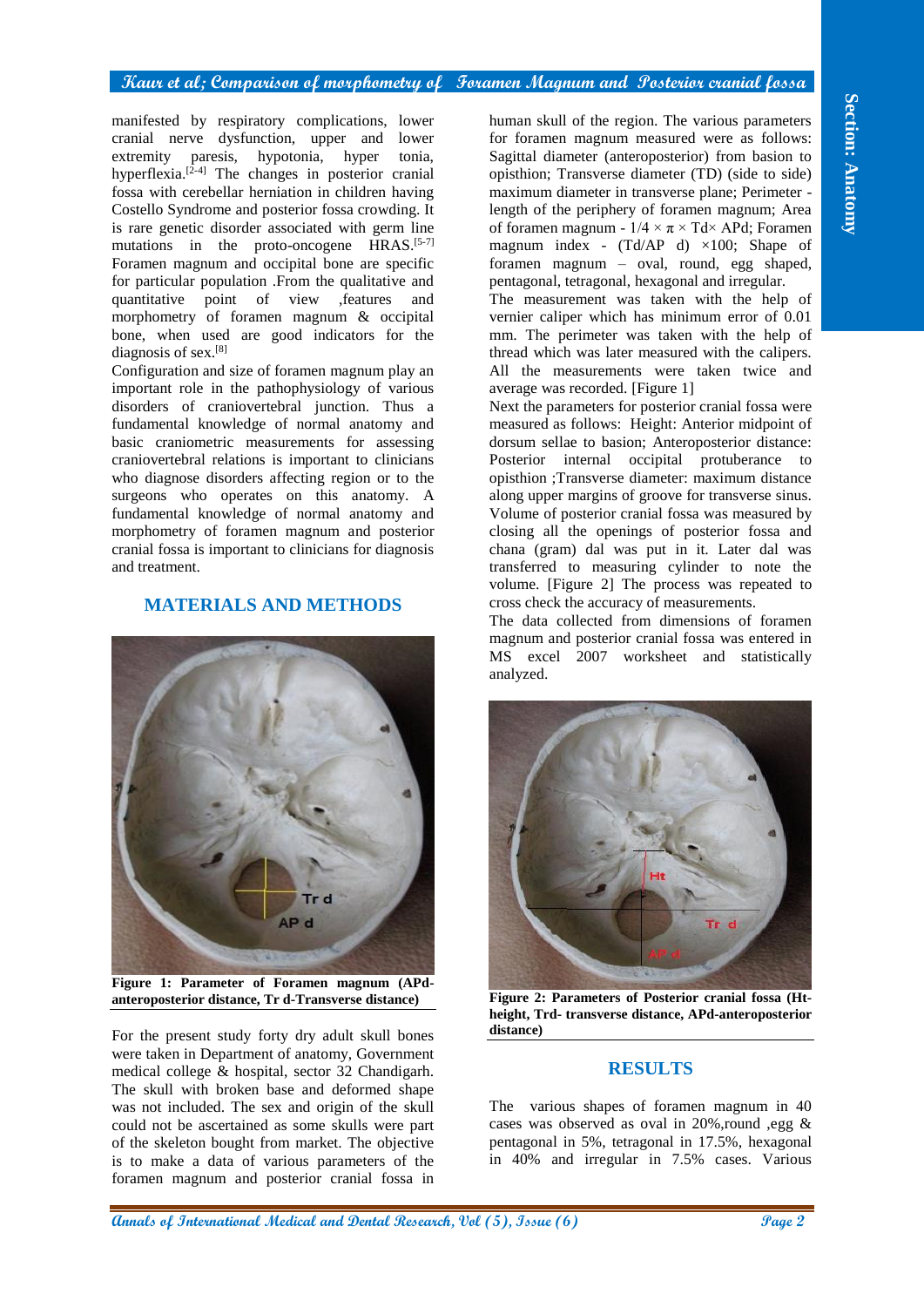manifested by respiratory complications, lower cranial nerve dysfunction, upper and lower extremity paresis, hypotonia, hyper tonia, hyperflexia.[2-4] The changes in posterior cranial fossa with cerebellar herniation in children having Costello Syndrome and posterior fossa crowding. It is rare genetic disorder associated with germ line mutations in the proto-oncogene HRAS.[5-7] Foramen magnum and occipital bone are specific for particular population .From the qualitative and quantitative point of view ,features and morphometry of foramen magnum & occipital bone, when used are good indicators for the diagnosis of sex.[8]

Configuration and size of foramen magnum play an important role in the pathophysiology of various disorders of craniovertebral junction. Thus a fundamental knowledge of normal anatomy and basic craniometric measurements for assessing craniovertebral relations is important to clinicians who diagnose disorders affecting region or to the surgeons who operates on this anatomy. A fundamental knowledge of normal anatomy and morphometry of foramen magnum and posterior cranial fossa is important to clinicians for diagnosis and treatment.

## MATERIALS AND METHODS

**Figure 1: Parameter of Foramen magnum (APd-anteroposterior distance, Tr d-Transverse distance)**

For the present study forty dry adult skull bones were taken in Department of anatomy, Government medical college & hospital, sector 32 Chandigarh. The skull with broken base and deformed shape was not included. The sex and origin of the skull could not be ascertained as some skulls were part of the skeleton bought from market. The objective is to make a data of various parameters of the foramen magnum and posterior cranial fossa in human skull of the region. The various parameters for foramen magnum measured were as follows: Sagittal diameter (anteroposterior) from basion to opisthion; Transverse diameter (TD) (side to side) maximum diameter in transverse plane; Perimeter - length of the periphery of foramen magnum; Area of foramen magnum - $1/4 \times \pi \times Td \times APd$; Foramen magnum index - $(Td/AP\ d) \times 100$; Shape of foramen magnum – oval, round, egg shaped, pentagonal, tetragonal, hexagonal and irregular.

The measurement was taken with the help of vernier caliper which has minimum error of 0.01 mm. The perimeter was taken with the help of thread which was later measured with the calipers. All the measurements were taken twice and average was recorded. [Figure 1]

Next the parameters for posterior cranial fossa were measured as follows: Height: Anterior midpoint of dorsum sellae to basion; Anteroposterior distance: Posterior internal occipital protuberance to opisthion ;Transverse diameter: maximum distance along upper margins of groove for transverse sinus. Volume of posterior cranial fossa was measured by closing all the openings of posterior fossa and chana (gram) dal was put in it. Later dal was transferred to measuring cylinder to note the volume. [Figure 2] The process was repeated to cross check the accuracy of measurements.

The data collected from dimensions of foramen magnum and posterior cranial fossa was entered in MS excel 2007 worksheet and statistically analyzed.

**Figure 2: Parameters of Posterior cranial fossa (Ht-height, Trd- transverse distance, APd-anteroposterior distance)**

## RESULTS

The various shapes of foramen magnum in 40 cases was observed as oval in 20%,round ,egg & pentagonal in 5%, tetragonal in 17.5%, hexagonal in 40% and irregular in 7.5% cases. Various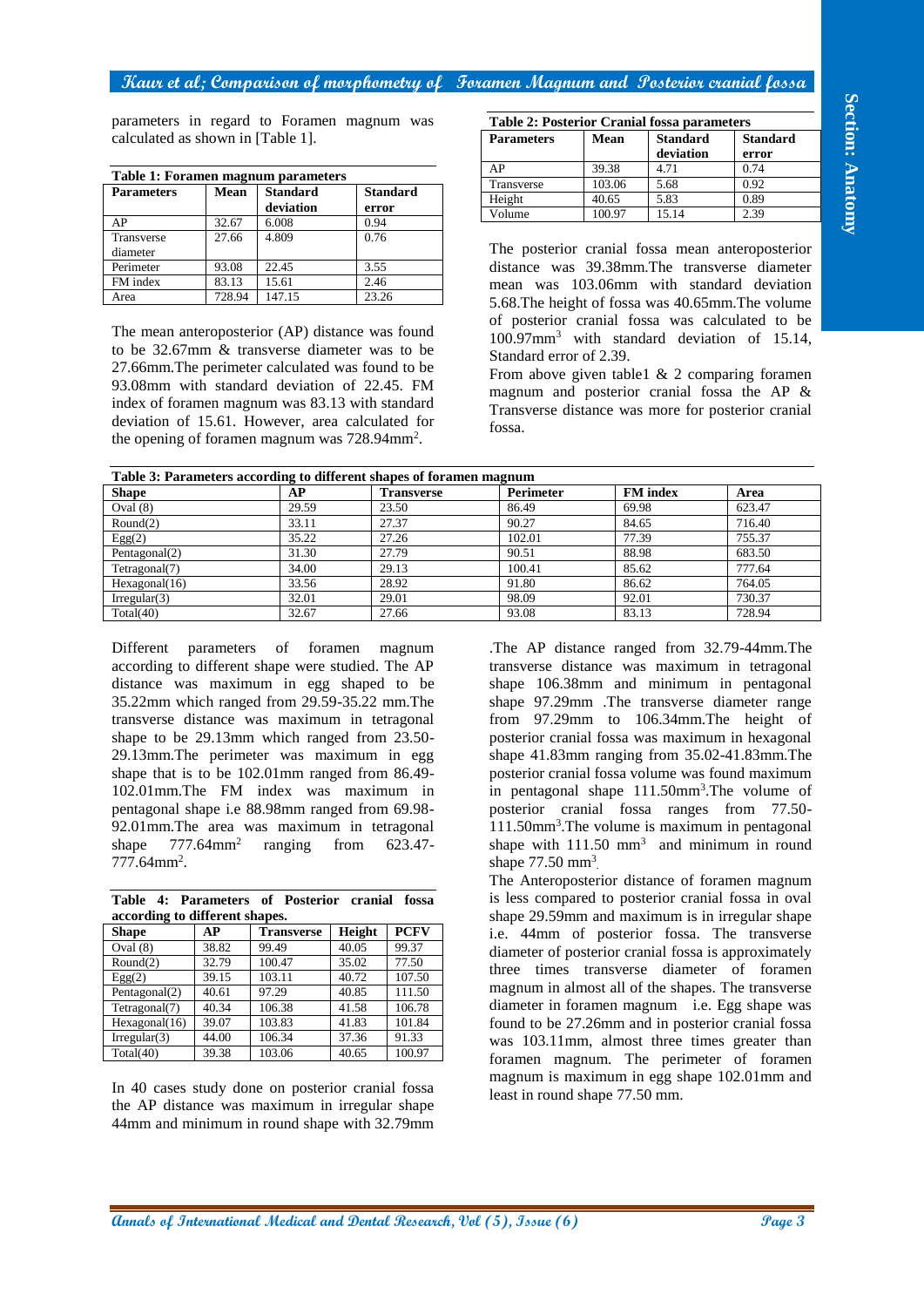parameters in regard to Foramen magnum was calculated as shown in [Table 1].

**Table 1: Foramen magnum parameters**

| Parameters | Mean | Standard deviation | Standard error |
|---|---|---|---|
| AP | 32.67 | 6.008 | 0.94 |
| Transverse diameter | 27.66 | 4.809 | 0.76 |
| Perimeter | 93.08 | 22.45 | 3.55 |
| FM index | 83.13 | 15.61 | 2.46 |
| Area | 728.94 | 147.15 | 23.26 |

The mean anteroposterior (AP) distance was found to be 32.67mm & transverse diameter was to be 27.66mm.The perimeter calculated was found to be 93.08mm with standard deviation of 22.45. FM index of foramen magnum was 83.13 with standard deviation of 15.61. However, area calculated for the opening of foramen magnum was 728.94mm$^2$.

**Table 2: Posterior Cranial fossa parameters**

| Parameters | Mean | Standard deviation | Standard error |
|---|---|---|---|
| AP | 39.38 | 4.71 | 0.74 |
| Transverse | 103.06 | 5.68 | 0.92 |
| Height | 40.65 | 5.83 | 0.89 |
| Volume | 100.97 | 15.14 | 2.39 |

The posterior cranial fossa mean anteroposterior distance was 39.38mm.The transverse diameter mean was 103.06mm with standard deviation 5.68.The height of fossa was 40.65mm.The volume of posterior cranial fossa was calculated to be 100.97mm$^3$ with standard deviation of 15.14, Standard error of 2.39.

From above given table1 & 2 comparing foramen magnum and posterior cranial fossa the AP & Transverse distance was more for posterior cranial fossa.

**Table 3: Parameters according to different shapes of foramen magnum**

| Shape | AP | Transverse | Perimeter | FM index | Area |
|---|---|---|---|---|---|
| Oval (8) | 29.59 | 23.50 | 86.49 | 69.98 | 623.47 |
| Round(2) | 33.11 | 27.37 | 90.27 | 84.65 | 716.40 |
| Egg(2) | 35.22 | 27.26 | 102.01 | 77.39 | 755.37 |
| Pentagonal(2) | 31.30 | 27.79 | 90.51 | 88.98 | 683.50 |
| Tetragonal(7) | 34.00 | 29.13 | 100.41 | 85.62 | 777.64 |
| Hexagonal(16) | 33.56 | 28.92 | 91.80 | 86.62 | 764.05 |
| Irregular(3) | 32.01 | 29.01 | 98.09 | 92.01 | 730.37 |
| Total(40) | 32.67 | 27.66 | 93.08 | 83.13 | 728.94 |

Different parameters of foramen magnum according to different shape were studied. The AP distance was maximum in egg shaped to be 35.22mm which ranged from 29.59-35.22 mm.The transverse distance was maximum in tetragonal shape to be 29.13mm which ranged from 23.50-29.13mm.The perimeter was maximum in egg shape that is to be 102.01mm ranged from 86.49-102.01mm.The FM index was maximum in pentagonal shape i.e 88.98mm ranged from 69.98-92.01mm.The area was maximum in tetragonal shape 777.64mm$^2$ ranging from 623.47-777.64mm$^2$.

**Table 4: Parameters of Posterior cranial fossa according to different shapes.**

| Shape | AP | Transverse | Height | PCFV |
|---|---|---|---|---|
| Oval (8) | 38.82 | 99.49 | 40.05 | 99.37 |
| Round(2) | 32.79 | 100.47 | 35.02 | 77.50 |
| Egg(2) | 39.15 | 103.11 | 40.72 | 107.50 |
| Pentagonal(2) | 40.61 | 97.29 | 40.85 | 111.50 |
| Tetragonal(7) | 40.34 | 106.38 | 41.58 | 106.78 |
| Hexagonal(16) | 39.07 | 103.83 | 41.83 | 101.84 |
| Irregular(3) | 44.00 | 106.34 | 37.36 | 91.33 |
| Total(40) | 39.38 | 103.06 | 40.65 | 100.97 |

In 40 cases study done on posterior cranial fossa the AP distance was maximum in irregular shape 44mm and minimum in round shape with 32.79mm .The AP distance ranged from 32.79-44mm.The transverse distance was maximum in tetragonal shape 106.38mm and minimum in pentagonal shape 97.29mm .The transverse diameter range from 97.29mm to 106.34mm.The height of posterior cranial fossa was maximum in hexagonal shape 41.83mm ranging from 35.02-41.83mm.The posterior cranial fossa volume was found maximum in pentagonal shape 111.50mm$^3$.The volume of posterior cranial fossa ranges from 77.50-111.50mm$^3$.The volume is maximum in pentagonal shape with 111.50 mm$^3$ and minimum in round shape 77.50 mm$^3$.

The Anteroposterior distance of foramen magnum is less compared to posterior cranial fossa in oval shape 29.59mm and maximum is in irregular shape i.e. 44mm of posterior fossa. The transverse diameter of posterior cranial fossa is approximately three times transverse diameter of foramen magnum in almost all of the shapes. The transverse diameter in foramen magnum i.e. Egg shape was found to be 27.26mm and in posterior cranial fossa was 103.11mm, almost three times greater than foramen magnum. The perimeter of foramen magnum is maximum in egg shape 102.01mm and least in round shape 77.50 mm.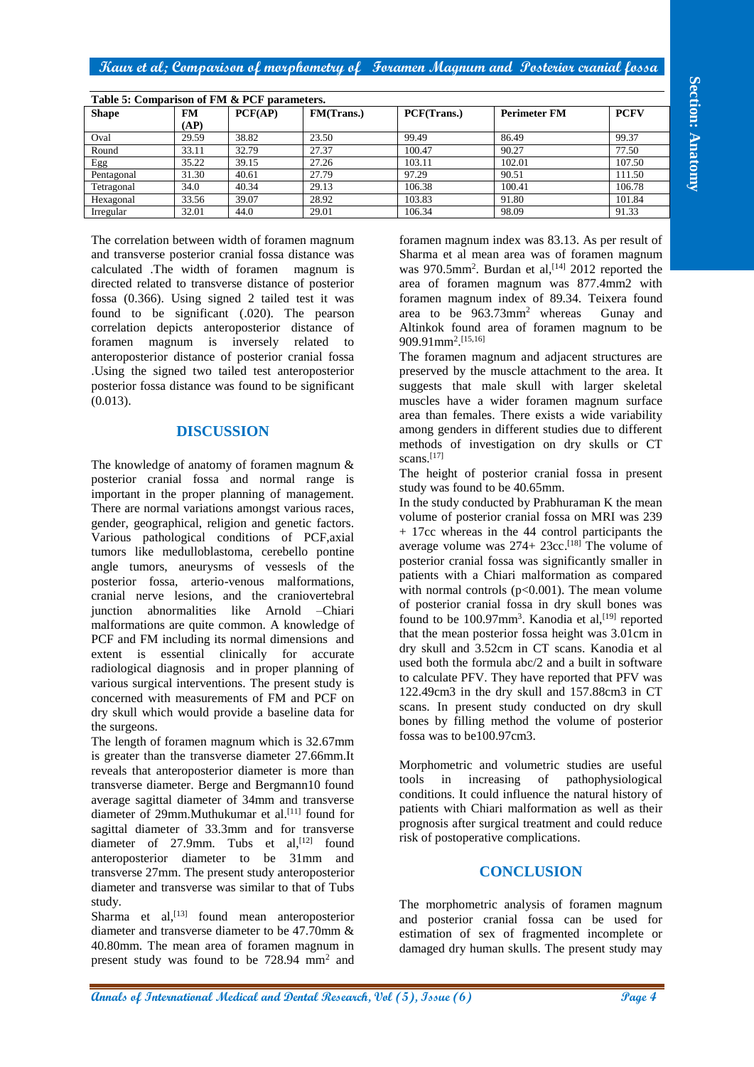Table 5: Comparison of FM & PCF parameters.

| Shape | FM (AP) | PCF(AP) | FM(Trans.) | PCF(Trans.) | Perimeter FM | PCFV |
|---|---|---|---|---|---|---|
| Oval | 29.59 | 38.82 | 23.50 | 99.49 | 86.49 | 99.37 |
| Round | 33.11 | 32.79 | 27.37 | 100.47 | 90.27 | 77.50 |
| Egg | 35.22 | 39.15 | 27.26 | 103.11 | 102.01 | 107.50 |
| Pentagonal | 31.30 | 40.61 | 27.79 | 97.29 | 90.51 | 111.50 |
| Tetragonal | 34.0 | 40.34 | 29.13 | 106.38 | 100.41 | 106.78 |
| Hexagonal | 33.56 | 39.07 | 28.92 | 103.83 | 91.80 | 101.84 |
| Irregular | 32.01 | 44.0 | 29.01 | 106.34 | 98.09 | 91.33 |

The correlation between width of foramen magnum and transverse posterior cranial fossa distance was calculated .The width of foramen magnum is directed related to transverse distance of posterior fossa (0.366). Using signed 2 tailed test it was found to be significant (.020). The pearson correlation depicts anteroposterior distance of foramen magnum is inversely related to anteroposterior distance of posterior cranial fossa .Using the signed two tailed test anteroposterior posterior fossa distance was found to be significant (0.013).

## DISCUSSION

The knowledge of anatomy of foramen magnum & posterior cranial fossa and normal range is important in the proper planning of management. There are normal variations amongst various races, gender, geographical, religion and genetic factors. Various pathological conditions of PCF,axial tumors like medulloblastoma, cerebello pontine angle tumors, aneurysms of vessesls of the posterior fossa, arterio-venous malformations, cranial nerve lesions, and the craniovertebral junction abnormalities like Arnold –Chiari malformations are quite common. A knowledge of PCF and FM including its normal dimensions and extent is essential clinically for accurate radiological diagnosis and in proper planning of various surgical interventions. The present study is concerned with measurements of FM and PCF on dry skull which would provide a baseline data for the surgeons.

The length of foramen magnum which is 32.67mm is greater than the transverse diameter 27.66mm.It reveals that anteroposterior diameter is more than transverse diameter. Berge and Bergmann10 found average sagittal diameter of 34mm and transverse diameter of 29mm.Muthukumar et al.[11] found for sagittal diameter of 33.3mm and for transverse diameter of 27.9mm. Tubs et al,[12] found anteroposterior diameter to be 31mm and transverse 27mm. The present study anteroposterior diameter and transverse was similar to that of Tubs study.

Sharma et al,[13] found mean anteroposterior diameter and transverse diameter to be 47.70mm & 40.80mm. The mean area of foramen magnum in present study was found to be 728.94 mm$^2$ and foramen magnum index was 83.13. As per result of Sharma et al mean area was of foramen magnum was 970.5mm$^2$. Burdan et al,[14] 2012 reported the area of foramen magnum was 877.4mm$^2$ with foramen magnum index of 89.34. Teixera found area to be 963.73mm$^2$ whereas Gunay and Altinkok found area of foramen magnum to be 909.91mm$^2$.[15,16]

The foramen magnum and adjacent structures are preserved by the muscle attachment to the area. It suggests that male skull with larger skeletal muscles have a wider foramen magnum surface area than females. There exists a wide variability among genders in different studies due to different methods of investigation on dry skulls or CT scans.[17]

The height of posterior cranial fossa in present study was found to be 40.65mm.

In the study conducted by Prabhuraman K the mean volume of posterior cranial fossa on MRI was 239 + 17cc whereas in the 44 control participants the average volume was 274+ 23cc.[18] The volume of posterior cranial fossa was significantly smaller in patients with a Chiari malformation as compared with normal controls ($p<0.001$). The mean volume of posterior cranial fossa in dry skull bones was found to be 100.97mm$^3$. Kanodia et al,[19] reported that the mean posterior fossa height was 3.01cm in dry skull and 3.52cm in CT scans. Kanodia et al used both the formula abc/2 and a built in software to calculate PFV. They have reported that PFV was 122.49cm3 in the dry skull and 157.88cm3 in CT scans. In present study conducted on dry skull bones by filling method the volume of posterior fossa was to be100.97cm3.

Morphometric and volumetric studies are useful tools in increasing of pathophysiological conditions. It could influence the natural history of patients with Chiari malformation as well as their prognosis after surgical treatment and could reduce risk of postoperative complications.

## CONCLUSION

The morphometric analysis of foramen magnum and posterior cranial fossa can be used for estimation of sex of fragmented incomplete or damaged dry human skulls. The present study may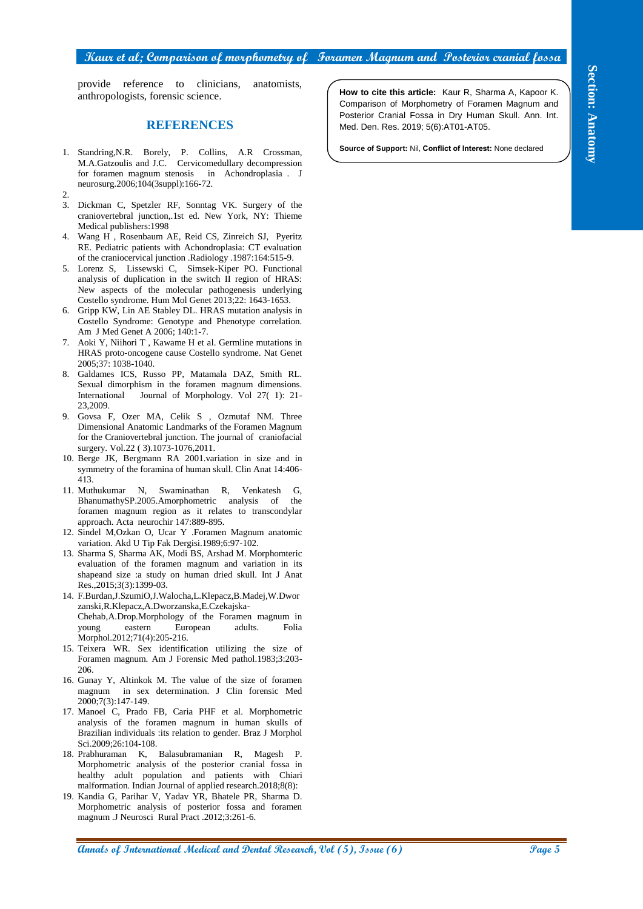provide reference to clinicians, anatomists, anthropologists, forensic science.

## REFERENCES

1. Standring,N.R. Borely, P. Collins, A.R Crossman, M.A.Gatzoulis and J.C. Cervicomedullary decompression for foramen magnum stenosis in Achondroplasia . J neurosurg.2006;104(3suppl):166-72.
2. 
3. Dickman C, Spetzler RF, Sonntag VK. Surgery of the craniovertebral junction,.1st ed. New York, NY: Thieme Medical publishers:1998
4. Wang H , Rosenbaum AE, Reid CS, Zinreich SJ, Pyeritz RE. Pediatric patients with Achondroplasia: CT evaluation of the craniocervical junction .Radiology .1987:164:515-9.
5. Lorenz S, Lissewski C, Simsek-Kiper PO. Functional analysis of duplication in the switch II region of HRAS: New aspects of the molecular pathogenesis underlying Costello syndrome. Hum Mol Genet 2013;22: 1643-1653.
6. Gripp KW, Lin AE Stabley DL. HRAS mutation analysis in Costello Syndrome: Genotype and Phenotype correlation. Am J Med Genet A 2006; 140:1-7.
7. Aoki Y, Niihori T , Kawame H et al. Germline mutations in HRAS proto-oncogene cause Costello syndrome. Nat Genet 2005;37: 1038-1040.
8. Galdames ICS, Russo PP, Matamala DAZ, Smith RL. Sexual dimorphism in the foramen magnum dimensions. International Journal of Morphology. Vol 27( 1): 21-23,2009.
9. Govsa F, Ozer MA, Celik S , Ozmutaf NM. Three Dimensional Anatomic Landmarks of the Foramen Magnum for the Craniovertebral junction. The journal of craniofacial surgery. Vol.22 ( 3).1073-1076,2011.
10. Berge JK, Bergmann RA 2001.variation in size and in symmetry of the foramina of human skull. Clin Anat 14:406-413.
11. Muthukumar N, Swaminathan R, Venkatesh G, BhanumathySP.2005.Amorphometric analysis of the foramen magnum region as it relates to transcondylar approach. Acta neurochir 147:889-895.
12. Sindel M,Ozkan O, Ucar Y .Foramen Magnum anatomic variation. Akd U Tip Fak Dergisi.1989;6:97-102.
13. Sharma S, Sharma AK, Modi BS, Arshad M. Morphomteric evaluation of the foramen magnum and variation in its shapeand size :a study on human dried skull. Int J Anat Res.,2015;3(3):1399-03.
14. F.Burdan,J.SzumiO,J.Walocha,L.Klepacz,B.Madej,W.Dworzanski,R.Klepacz,A.Dworzanska,E.Czekajska-Chehab,A.Drop.Morphology of the Foramen magnum in young eastern European adults. Folia Morphol.2012;71(4):205-216.
15. Teixera WR. Sex identification utilizing the size of Foramen magnum. Am J Forensic Med pathol.1983;3:203-206.
16. Gunay Y, Altinkok M. The value of the size of foramen magnum in sex determination. J Clin forensic Med 2000;7(3):147-149.
17. Manoel C, Prado FB, Caria PHF et al. Morphometric analysis of the foramen magnum in human skulls of Brazilian individuals :its relation to gender. Braz J Morphol Sci.2009;26:104-108.
18. Prabhuraman K, Balasubramanian R, Magesh P. Morphometric analysis of the posterior cranial fossa in healthy adult population and patients with Chiari malformation. Indian Journal of applied research.2018;8(8):
19. Kandia G, Parihar V, Yadav YR, Bhatele PR, Sharma D. Morphometric analysis of posterior fossa and foramen magnum .J Neurosci Rural Pract .2012;3:261-6.

**How to cite this article:** Kaur R, Sharma A, Kapoor K. Comparison of Morphometry of Foramen Magnum and Posterior Cranial Fossa in Dry Human Skull. Ann. Int. Med. Den. Res. 2019; 5(6):AT01-AT05.

**Source of Support:** Nil, **Conflict of Interest:** None declared